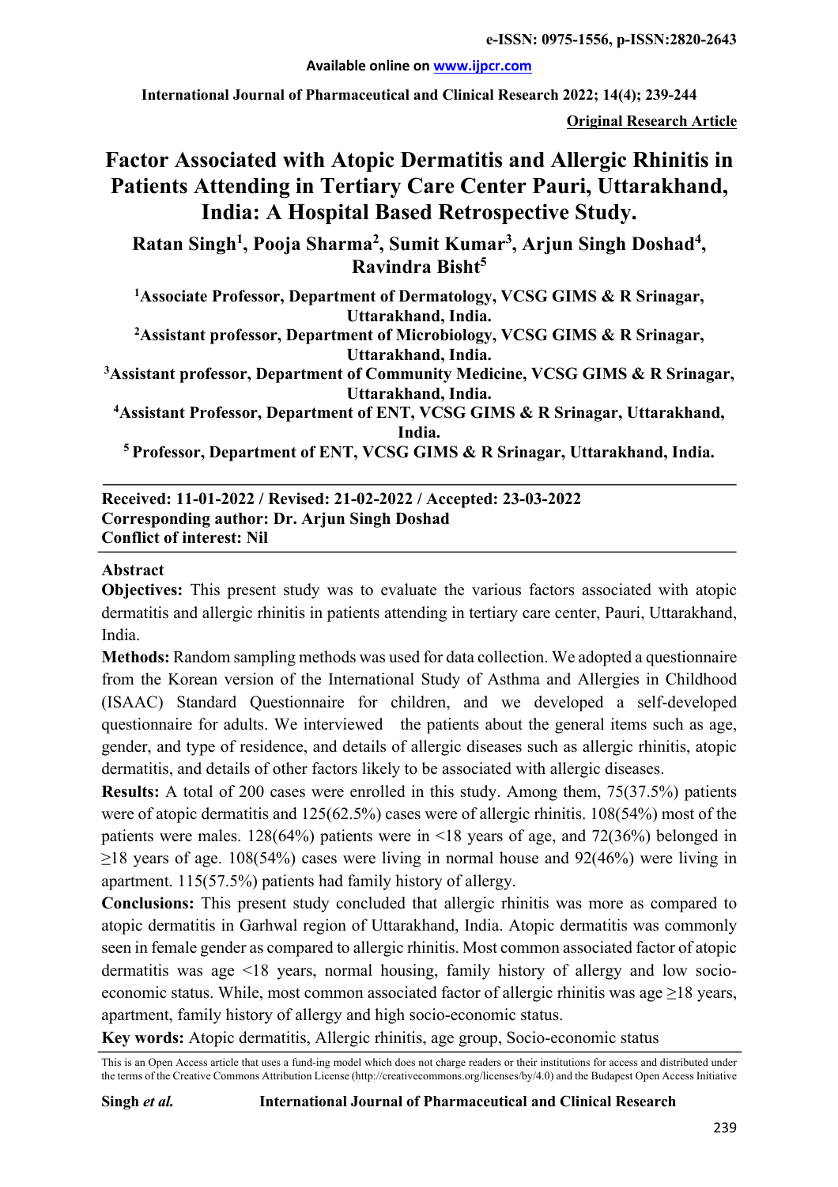e-ISSN: 0975-1556, p-ISSN:2820-2643

Available online on www.ijpcr.com

International Journal of Pharmaceutical and Clinical Research 2022; 14(4); 239-244

**Original Research Article**

# Factor Associated with Atopic Dermatitis and Allergic Rhinitis in Patients Attending in Tertiary Care Center Pauri, Uttarakhand, India: A Hospital Based Retrospective Study.

**Ratan Singh[1], Pooja Sharma[2], Sumit Kumar[3], Arjun Singh Doshad[4], Ravindra Bisht[5]**

**[1]Associate Professor, Department of Dermatology, VCSG GIMS & R Srinagar, Uttarakhand, India.**

**[2]Assistant professor, Department of Microbiology, VCSG GIMS & R Srinagar, Uttarakhand, India.**

**[3]Assistant professor, Department of Community Medicine, VCSG GIMS & R Srinagar, Uttarakhand, India.**

**[4]Assistant Professor, Department of ENT, VCSG GIMS & R Srinagar, Uttarakhand, India.**

**[5] Professor, Department of ENT, VCSG GIMS & R Srinagar, Uttarakhand, India.**

---

**Received: 11-01-2022 / Revised: 21-02-2022 / Accepted: 23-03-2022**
**Corresponding author: Dr. Arjun Singh Doshad**
**Conflict of interest: Nil**

---

## Abstract

**Objectives:** This present study was to evaluate the various factors associated with atopic dermatitis and allergic rhinitis in patients attending in tertiary care center, Pauri, Uttarakhand, India.

**Methods:** Random sampling methods was used for data collection. We adopted a questionnaire from the Korean version of the International Study of Asthma and Allergies in Childhood (ISAAC) Standard Questionnaire for children, and we developed a self-developed questionnaire for adults. We interviewed the patients about the general items such as age, gender, and type of residence, and details of allergic diseases such as allergic rhinitis, atopic dermatitis, and details of other factors likely to be associated with allergic diseases.

**Results:** A total of 200 cases were enrolled in this study. Among them, 75(37.5%) patients were of atopic dermatitis and 125(62.5%) cases were of allergic rhinitis. 108(54%) most of the patients were males. 128(64%) patients were in <18 years of age, and 72(36%) belonged in ≥18 years of age. 108(54%) cases were living in normal house and 92(46%) were living in apartment. 115(57.5%) patients had family history of allergy.

**Conclusions:** This present study concluded that allergic rhinitis was more as compared to atopic dermatitis in Garhwal region of Uttarakhand, India. Atopic dermatitis was commonly seen in female gender as compared to allergic rhinitis. Most common associated factor of atopic dermatitis was age <18 years, normal housing, family history of allergy and low socio-economic status. While, most common associated factor of allergic rhinitis was age ≥18 years, apartment, family history of allergy and high socio-economic status.

**Key words:** Atopic dermatitis, Allergic rhinitis, age group, Socio-economic status

---

This is an Open Access article that uses a fund-ing model which does not charge readers or their institutions for access and distributed under the terms of the Creative Commons Attribution License (http://creativecommons.org/licenses/by/4.0) and the Budapest Open Access Initiative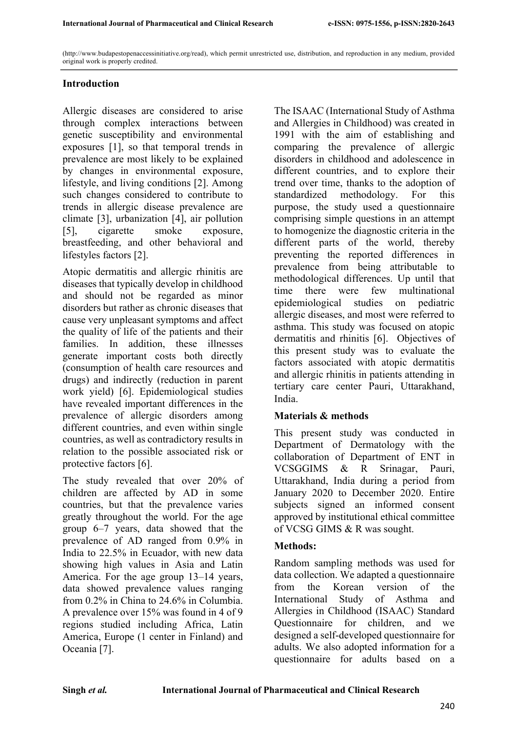(http://www.budapestopenaccessinitiative.org/read), which permit unrestricted use, distribution, and reproduction in any medium, provided original work is properly credited.

## Introduction

Allergic diseases are considered to arise through complex interactions between genetic susceptibility and environmental exposures [1], so that temporal trends in prevalence are most likely to be explained by changes in environmental exposure, lifestyle, and living conditions [2]. Among such changes considered to contribute to trends in allergic disease prevalence are climate [3], urbanization [4], air pollution [5], cigarette smoke exposure, breastfeeding, and other behavioral and lifestyles factors [2].

Atopic dermatitis and allergic rhinitis are diseases that typically develop in childhood and should not be regarded as minor disorders but rather as chronic diseases that cause very unpleasant symptoms and affect the quality of life of the patients and their families. In addition, these illnesses generate important costs both directly (consumption of health care resources and drugs) and indirectly (reduction in parent work yield) [6]. Epidemiological studies have revealed important differences in the prevalence of allergic disorders among different countries, and even within single countries, as well as contradictory results in relation to the possible associated risk or protective factors [6].

The study revealed that over 20% of children are affected by AD in some countries, but that the prevalence varies greatly throughout the world. For the age group 6–7 years, data showed that the prevalence of AD ranged from 0.9% in India to 22.5% in Ecuador, with new data showing high values in Asia and Latin America. For the age group 13–14 years, data showed prevalence values ranging from 0.2% in China to 24.6% in Columbia. A prevalence over 15% was found in 4 of 9 regions studied including Africa, Latin America, Europe (1 center in Finland) and Oceania [7].

The ISAAC (International Study of Asthma and Allergies in Childhood) was created in 1991 with the aim of establishing and comparing the prevalence of allergic disorders in childhood and adolescence in different countries, and to explore their trend over time, thanks to the adoption of standardized methodology. For this purpose, the study used a questionnaire comprising simple questions in an attempt to homogenize the diagnostic criteria in the different parts of the world, thereby preventing the reported differences in prevalence from being attributable to methodological differences. Up until that time there were few multinational epidemiological studies on pediatric allergic diseases, and most were referred to asthma. This study was focused on atopic dermatitis and rhinitis [6]. Objectives of this present study was to evaluate the factors associated with atopic dermatitis and allergic rhinitis in patients attending in tertiary care center Pauri, Uttarakhand, India.

## Materials & methods

This present study was conducted in Department of Dermatology with the collaboration of Department of ENT in VCSGGIMS & R Srinagar, Pauri, Uttarakhand, India during a period from January 2020 to December 2020. Entire subjects signed an informed consent approved by institutional ethical committee of VCSG GIMS & R was sought.

### Methods:

Random sampling methods was used for data collection. We adapted a questionnaire from the Korean version of the International Study of Asthma and Allergies in Childhood (ISAAC) Standard Questionnaire for children, and we designed a self-developed questionnaire for adults. We also adopted information for a questionnaire for adults based on a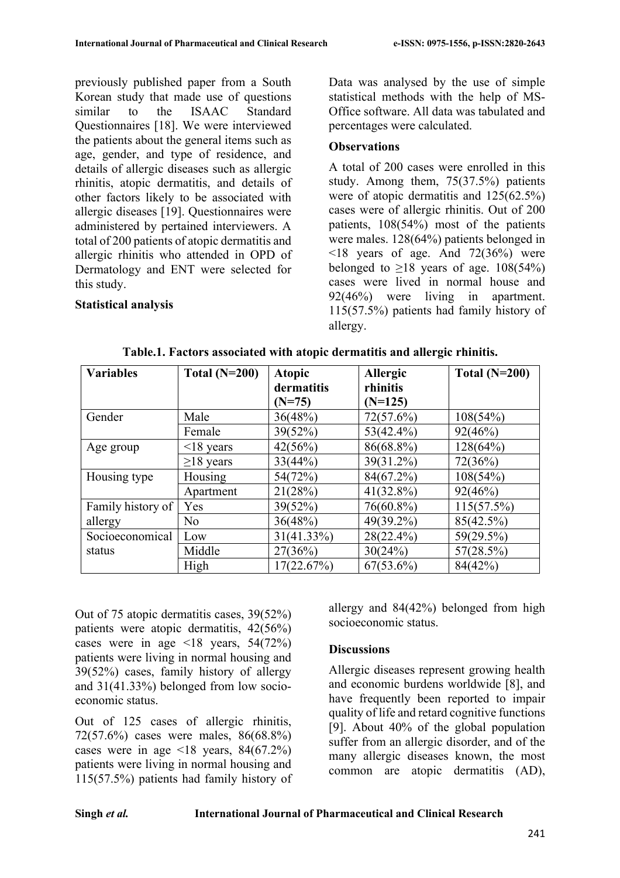previously published paper from a South Korean study that made use of questions similar to the ISAAC Standard Questionnaires [18]. We were interviewed the patients about the general items such as age, gender, and type of residence, and details of allergic diseases such as allergic rhinitis, atopic dermatitis, and details of other factors likely to be associated with allergic diseases [19]. Questionnaires were administered by pertained interviewers. A total of 200 patients of atopic dermatitis and allergic rhinitis who attended in OPD of Dermatology and ENT were selected for this study.

**Statistical analysis**

Data was analysed by the use of simple statistical methods with the help of MS-Office software. All data was tabulated and percentages were calculated.

**Observations**

A total of 200 cases were enrolled in this study. Among them, 75(37.5%) patients were of atopic dermatitis and 125(62.5%) cases were of allergic rhinitis. Out of 200 patients, 108(54%) most of the patients were males. 128(64%) patients belonged in <18 years of age. And 72(36%) were belonged to ≥18 years of age. 108(54%) cases were lived in normal house and 92(46%) were living in apartment. 115(57.5%) patients had family history of allergy.

**Table.1. Factors associated with atopic dermatitis and allergic rhinitis.**

| Variables | Total (N=200) | Atopic dermatitis (N=75) | Allergic rhinitis (N=125) | Total (N=200) |
|---|---|---|---|---|
| Gender | Male | 36(48%) | 72(57.6%) | 108(54%) |
| | Female | 39(52%) | 53(42.4%) | 92(46%) |
| Age group | <18 years | 42(56%) | 86(68.8%) | 128(64%) |
| | ≥18 years | 33(44%) | 39(31.2%) | 72(36%) |
| Housing type | Housing | 54(72%) | 84(67.2%) | 108(54%) |
| | Apartment | 21(28%) | 41(32.8%) | 92(46%) |
| Family history of allergy | Yes | 39(52%) | 76(60.8%) | 115(57.5%) |
| | No | 36(48%) | 49(39.2%) | 85(42.5%) |
| Socioeconomical status | Low | 31(41.33%) | 28(22.4%) | 59(29.5%) |
| | Middle | 27(36%) | 30(24%) | 57(28.5%) |
| | High | 17(22.67%) | 67(53.6%) | 84(42%) |

Out of 75 atopic dermatitis cases, 39(52%) patients were atopic dermatitis, 42(56%) cases were in age <18 years, 54(72%) patients were living in normal housing and 39(52%) cases, family history of allergy and 31(41.33%) belonged from low socio-economic status.

Out of 125 cases of allergic rhinitis, 72(57.6%) cases were males, 86(68.8%) cases were in age <18 years, 84(67.2%) patients were living in normal housing and 115(57.5%) patients had family history of allergy and 84(42%) belonged from high socioeconomic status.

**Discussions**

Allergic diseases represent growing health and economic burdens worldwide [8], and have frequently been reported to impair quality of life and retard cognitive functions [9]. About 40% of the global population suffer from an allergic disorder, and of the many allergic diseases known, the most common are atopic dermatitis (AD),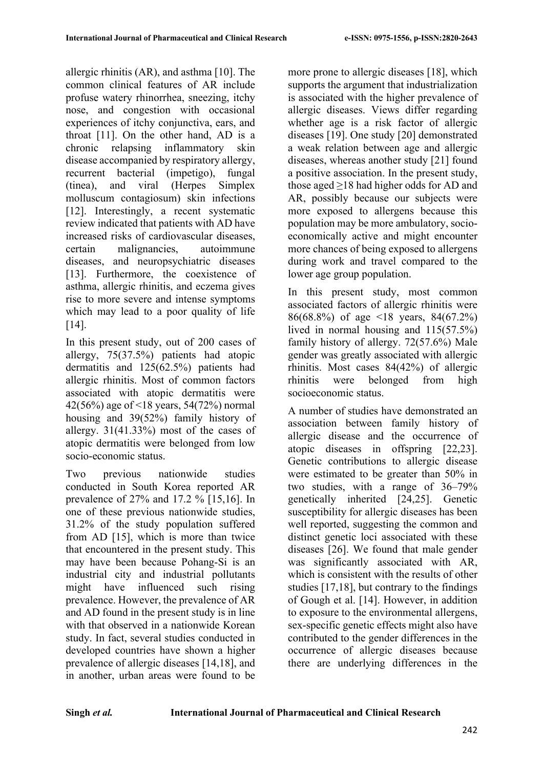allergic rhinitis (AR), and asthma [10]. The common clinical features of AR include profuse watery rhinorrhea, sneezing, itchy nose, and congestion with occasional experiences of itchy conjunctiva, ears, and throat [11]. On the other hand, AD is a chronic relapsing inflammatory skin disease accompanied by respiratory allergy, recurrent bacterial (impetigo), fungal (tinea), and viral (Herpes Simplex molluscum contagiosum) skin infections [12]. Interestingly, a recent systematic review indicated that patients with AD have increased risks of cardiovascular diseases, certain malignancies, autoimmune diseases, and neuropsychiatric diseases [13]. Furthermore, the coexistence of asthma, allergic rhinitis, and eczema gives rise to more severe and intense symptoms which may lead to a poor quality of life [14].

In this present study, out of 200 cases of allergy, 75(37.5%) patients had atopic dermatitis and 125(62.5%) patients had allergic rhinitis. Most of common factors associated with atopic dermatitis were 42(56%) age of <18 years, 54(72%) normal housing and 39(52%) family history of allergy. 31(41.33%) most of the cases of atopic dermatitis were belonged from low socio-economic status.

Two previous nationwide studies conducted in South Korea reported AR prevalence of 27% and 17.2 % [15,16]. In one of these previous nationwide studies, 31.2% of the study population suffered from AD [15], which is more than twice that encountered in the present study. This may have been because Pohang-Si is an industrial city and industrial pollutants might have influenced such rising prevalence. However, the prevalence of AR and AD found in the present study is in line with that observed in a nationwide Korean study. In fact, several studies conducted in developed countries have shown a higher prevalence of allergic diseases [14,18], and in another, urban areas were found to be more prone to allergic diseases [18], which supports the argument that industrialization is associated with the higher prevalence of allergic diseases. Views differ regarding whether age is a risk factor of allergic diseases [19]. One study [20] demonstrated a weak relation between age and allergic diseases, whereas another study [21] found a positive association. In the present study, those aged ≥18 had higher odds for AD and AR, possibly because our subjects were more exposed to allergens because this population may be more ambulatory, socio-economically active and might encounter more chances of being exposed to allergens during work and travel compared to the lower age group population.

In this present study, most common associated factors of allergic rhinitis were 86(68.8%) of age <18 years, 84(67.2%) lived in normal housing and 115(57.5%) family history of allergy. 72(57.6%) Male gender was greatly associated with allergic rhinitis. Most cases 84(42%) of allergic rhinitis were belonged from high socioeconomic status.

A number of studies have demonstrated an association between family history of allergic disease and the occurrence of atopic diseases in offspring [22,23]. Genetic contributions to allergic disease were estimated to be greater than 50% in two studies, with a range of 36–79% genetically inherited [24,25]. Genetic susceptibility for allergic diseases has been well reported, suggesting the common and distinct genetic loci associated with these diseases [26]. We found that male gender was significantly associated with AR, which is consistent with the results of other studies [17,18], but contrary to the findings of Gough et al. [14]. However, in addition to exposure to the environmental allergens, sex-specific genetic effects might also have contributed to the gender differences in the occurrence of allergic diseases because there are underlying differences in the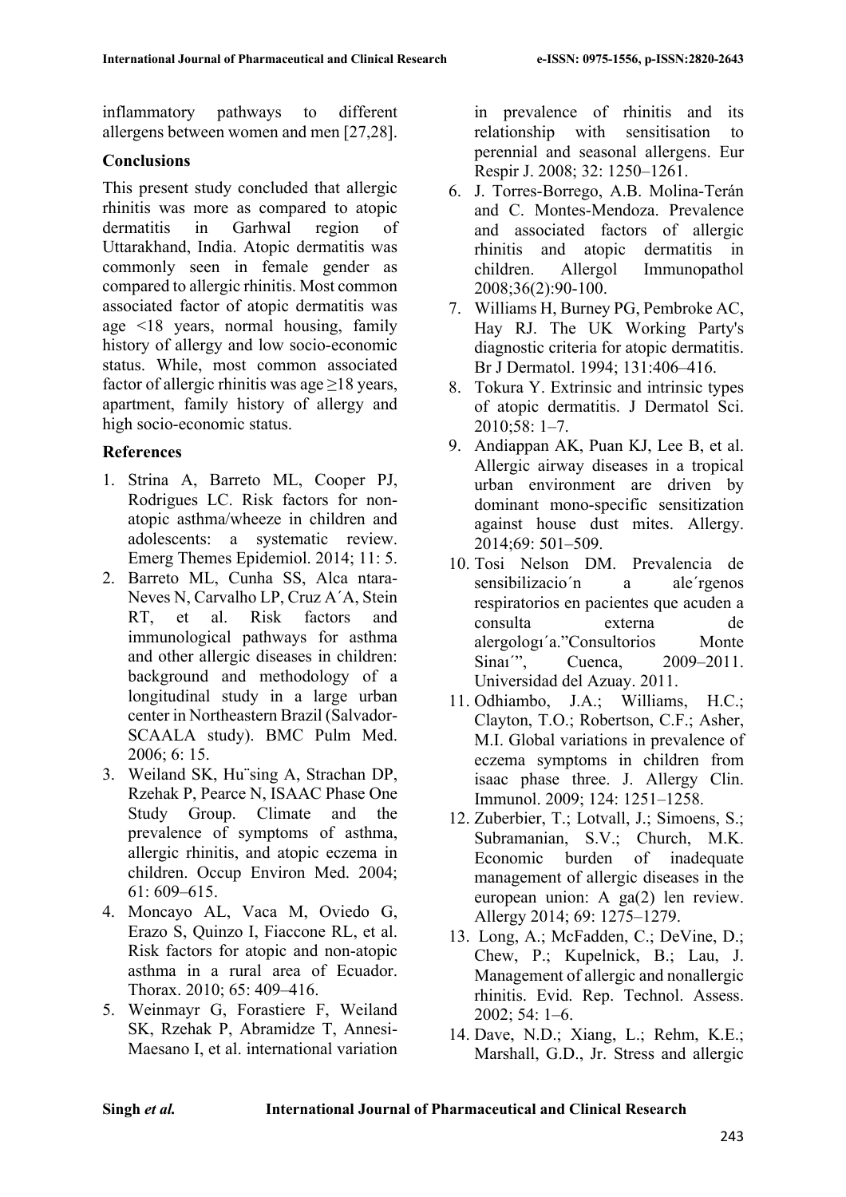inflammatory pathways to different allergens between women and men [27,28].

## Conclusions

This present study concluded that allergic rhinitis was more as compared to atopic dermatitis in Garhwal region of Uttarakhand, India. Atopic dermatitis was commonly seen in female gender as compared to allergic rhinitis. Most common associated factor of atopic dermatitis was age <18 years, normal housing, family history of allergy and low socio-economic status. While, most common associated factor of allergic rhinitis was age ≥18 years, apartment, family history of allergy and high socio-economic status.

## References

1. Strina A, Barreto ML, Cooper PJ, Rodrigues LC. Risk factors for non-atopic asthma/wheeze in children and adolescents: a systematic review. Emerg Themes Epidemiol. 2014; 11: 5.
2. Barreto ML, Cunha SS, Alca ntara-Neves N, Carvalho LP, Cruz A´A, Stein RT, et al. Risk factors and immunological pathways for asthma and other allergic diseases in children: background and methodology of a longitudinal study in a large urban center in Northeastern Brazil (Salvador-SCAALA study). BMC Pulm Med. 2006; 6: 15.
3. Weiland SK, Hu¨sing A, Strachan DP, Rzehak P, Pearce N, ISAAC Phase One Study Group. Climate and the prevalence of symptoms of asthma, allergic rhinitis, and atopic eczema in children. Occup Environ Med. 2004; 61: 609–615.
4. Moncayo AL, Vaca M, Oviedo G, Erazo S, Quinzo I, Fiaccone RL, et al. Risk factors for atopic and non-atopic asthma in a rural area of Ecuador. Thorax. 2010; 65: 409–416.
5. Weinmayr G, Forastiere F, Weiland SK, Rzehak P, Abramidze T, Annesi-Maesano I, et al. international variation in prevalence of rhinitis and its relationship with sensitisation to perennial and seasonal allergens. Eur Respir J. 2008; 32: 1250–1261.
6. J. Torres-Borrego, A.B. Molina-Terán and C. Montes-Mendoza. Prevalence and associated factors of allergic rhinitis and atopic dermatitis in children. Allergol Immunopathol 2008;36(2):90-100.
7. Williams H, Burney PG, Pembroke AC, Hay RJ. The UK Working Party's diagnostic criteria for atopic dermatitis. Br J Dermatol. 1994; 131:406–416.
8. Tokura Y. Extrinsic and intrinsic types of atopic dermatitis. J Dermatol Sci. 2010;58: 1–7.
9. Andiappan AK, Puan KJ, Lee B, et al. Allergic airway diseases in a tropical urban environment are driven by dominant mono-specific sensitization against house dust mites. Allergy. 2014;69: 501–509.
10. Tosi Nelson DM. Prevalencia de sensibilizacio´n a ale´rgenos respiratorios en pacientes que acuden a consulta externa de alergologı´a."Consultorios Monte Sinaı´", Cuenca, 2009–2011. Universidad del Azuay. 2011.
11. Odhiambo, J.A.; Williams, H.C.; Clayton, T.O.; Robertson, C.F.; Asher, M.I. Global variations in prevalence of eczema symptoms in children from isaac phase three. J. Allergy Clin. Immunol. 2009; 124: 1251–1258.
12. Zuberbier, T.; Lotvall, J.; Simoens, S.; Subramanian, S.V.; Church, M.K. Economic burden of inadequate management of allergic diseases in the european union: A ga(2) len review. Allergy 2014; 69: 1275–1279.
13. Long, A.; McFadden, C.; DeVine, D.; Chew, P.; Kupelnick, B.; Lau, J. Management of allergic and nonallergic rhinitis. Evid. Rep. Technol. Assess. 2002; 54: 1–6.
14. Dave, N.D.; Xiang, L.; Rehm, K.E.; Marshall, G.D., Jr. Stress and allergic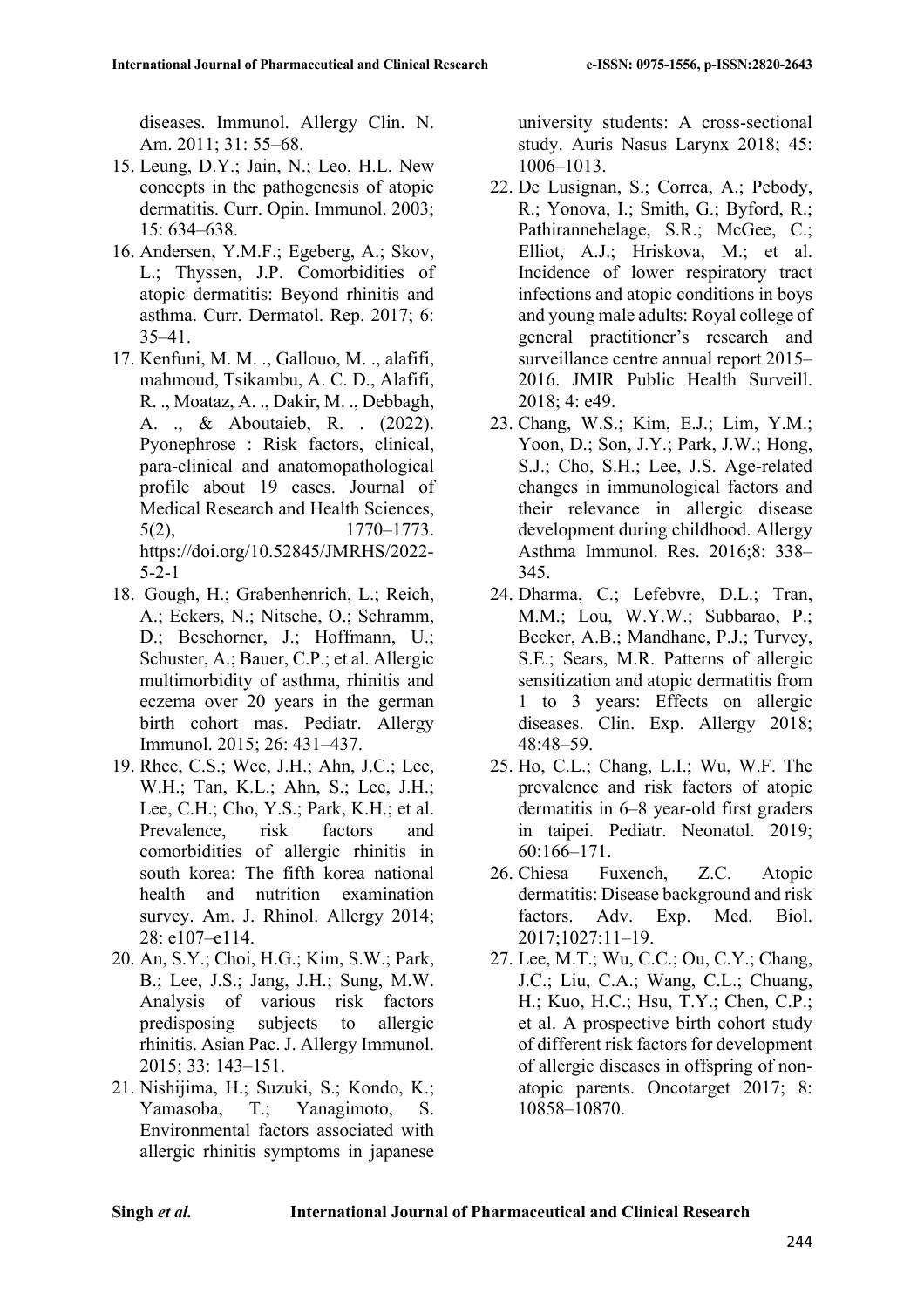diseases. Immunol. Allergy Clin. N. Am. 2011; 31: 55–68.

15. Leung, D.Y.; Jain, N.; Leo, H.L. New concepts in the pathogenesis of atopic dermatitis. Curr. Opin. Immunol. 2003; 15: 634–638.
16. Andersen, Y.M.F.; Egeberg, A.; Skov, L.; Thyssen, J.P. Comorbidities of atopic dermatitis: Beyond rhinitis and asthma. Curr. Dermatol. Rep. 2017; 6: 35–41.
17. Kenfuni, M. M. ., Gallouo, M. ., alafifi, mahmoud, Tsikambu, A. C. D., Alafifi, R. ., Moataz, A. ., Dakir, M. ., Debbagh, A. ., & Aboutaieb, R. . (2022). Pyonephrose : Risk factors, clinical, para-clinical and anatomopathological profile about 19 cases. Journal of Medical Research and Health Sciences, 5(2), 1770–1773. https://doi.org/10.52845/JMRHS/2022-5-2-1
18. Gough, H.; Grabenhenrich, L.; Reich, A.; Eckers, N.; Nitsche, O.; Schramm, D.; Beschorner, J.; Hoffmann, U.; Schuster, A.; Bauer, C.P.; et al. Allergic multimorbidity of asthma, rhinitis and eczema over 20 years in the german birth cohort mas. Pediatr. Allergy Immunol. 2015; 26: 431–437.
19. Rhee, C.S.; Wee, J.H.; Ahn, J.C.; Lee, W.H.; Tan, K.L.; Ahn, S.; Lee, J.H.; Lee, C.H.; Cho, Y.S.; Park, K.H.; et al. Prevalence, risk factors and comorbidities of allergic rhinitis in south korea: The fifth korea national health and nutrition examination survey. Am. J. Rhinol. Allergy 2014; 28: e107–e114.
20. An, S.Y.; Choi, H.G.; Kim, S.W.; Park, B.; Lee, J.S.; Jang, J.H.; Sung, M.W. Analysis of various risk factors predisposing subjects to allergic rhinitis. Asian Pac. J. Allergy Immunol. 2015; 33: 143–151.
21. Nishijima, H.; Suzuki, S.; Kondo, K.; Yamasoba, T.; Yanagimoto, S. Environmental factors associated with allergic rhinitis symptoms in japanese university students: A cross-sectional study. Auris Nasus Larynx 2018; 45: 1006–1013.
22. De Lusignan, S.; Correa, A.; Pebody, R.; Yonova, I.; Smith, G.; Byford, R.; Pathirannehelage, S.R.; McGee, C.; Elliot, A.J.; Hriskova, M.; et al. Incidence of lower respiratory tract infections and atopic conditions in boys and young male adults: Royal college of general practitioner's research and surveillance centre annual report 2015–2016. JMIR Public Health Surveill. 2018; 4: e49.
23. Chang, W.S.; Kim, E.J.; Lim, Y.M.; Yoon, D.; Son, J.Y.; Park, J.W.; Hong, S.J.; Cho, S.H.; Lee, J.S. Age-related changes in immunological factors and their relevance in allergic disease development during childhood. Allergy Asthma Immunol. Res. 2016;8: 338–345.
24. Dharma, C.; Lefebvre, D.L.; Tran, M.M.; Lou, W.Y.W.; Subbarao, P.; Becker, A.B.; Mandhane, P.J.; Turvey, S.E.; Sears, M.R. Patterns of allergic sensitization and atopic dermatitis from 1 to 3 years: Effects on allergic diseases. Clin. Exp. Allergy 2018; 48:48–59.
25. Ho, C.L.; Chang, L.I.; Wu, W.F. The prevalence and risk factors of atopic dermatitis in 6–8 year-old first graders in taipei. Pediatr. Neonatol. 2019; 60:166–171.
26. Chiesa Fuxench, Z.C. Atopic dermatitis: Disease background and risk factors. Adv. Exp. Med. Biol. 2017;1027:11–19.
27. Lee, M.T.; Wu, C.C.; Ou, C.Y.; Chang, J.C.; Liu, C.A.; Wang, C.L.; Chuang, H.; Kuo, H.C.; Hsu, T.Y.; Chen, C.P.; et al. A prospective birth cohort study of different risk factors for development of allergic diseases in offspring of non-atopic parents. Oncotarget 2017; 8: 10858–10870.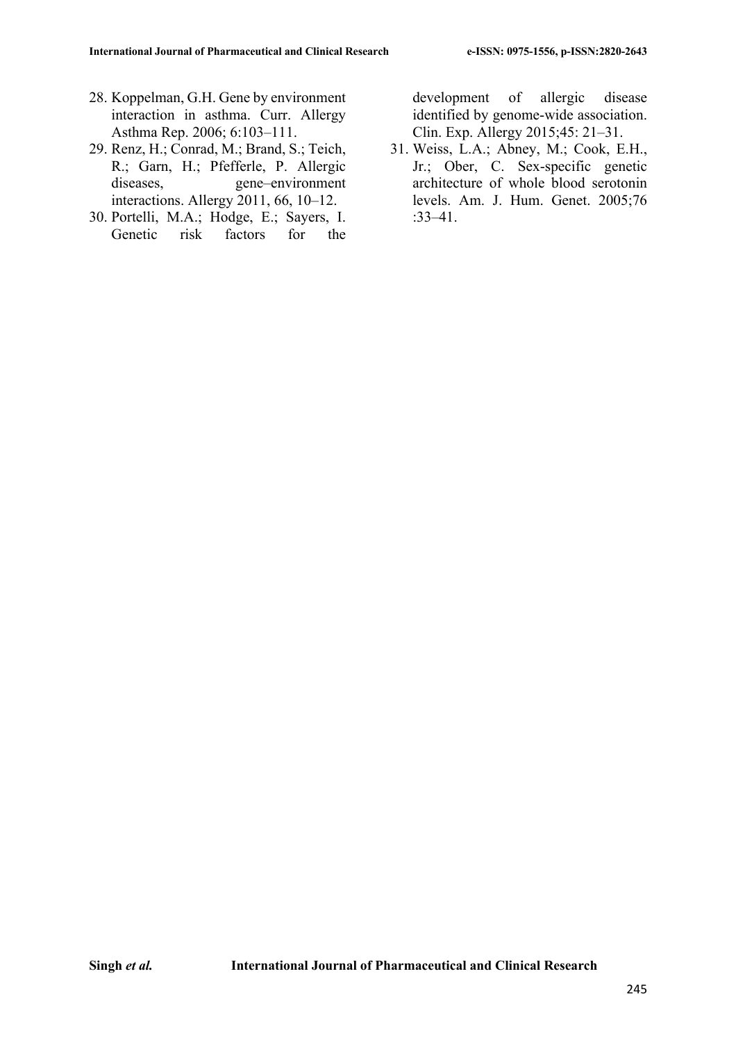28. Koppelman, G.H. Gene by environment interaction in asthma. Curr. Allergy Asthma Rep. 2006; 6:103–111.
29. Renz, H.; Conrad, M.; Brand, S.; Teich, R.; Garn, H.; Pfefferle, P. Allergic diseases, gene–environment interactions. Allergy 2011, 66, 10–12.
30. Portelli, M.A.; Hodge, E.; Sayers, I. Genetic risk factors for the development of allergic disease identified by genome-wide association. Clin. Exp. Allergy 2015;45: 21–31.
31. Weiss, L.A.; Abney, M.; Cook, E.H., Jr.; Ober, C. Sex-specific genetic architecture of whole blood serotonin levels. Am. J. Hum. Genet. 2005;76 :33–41.